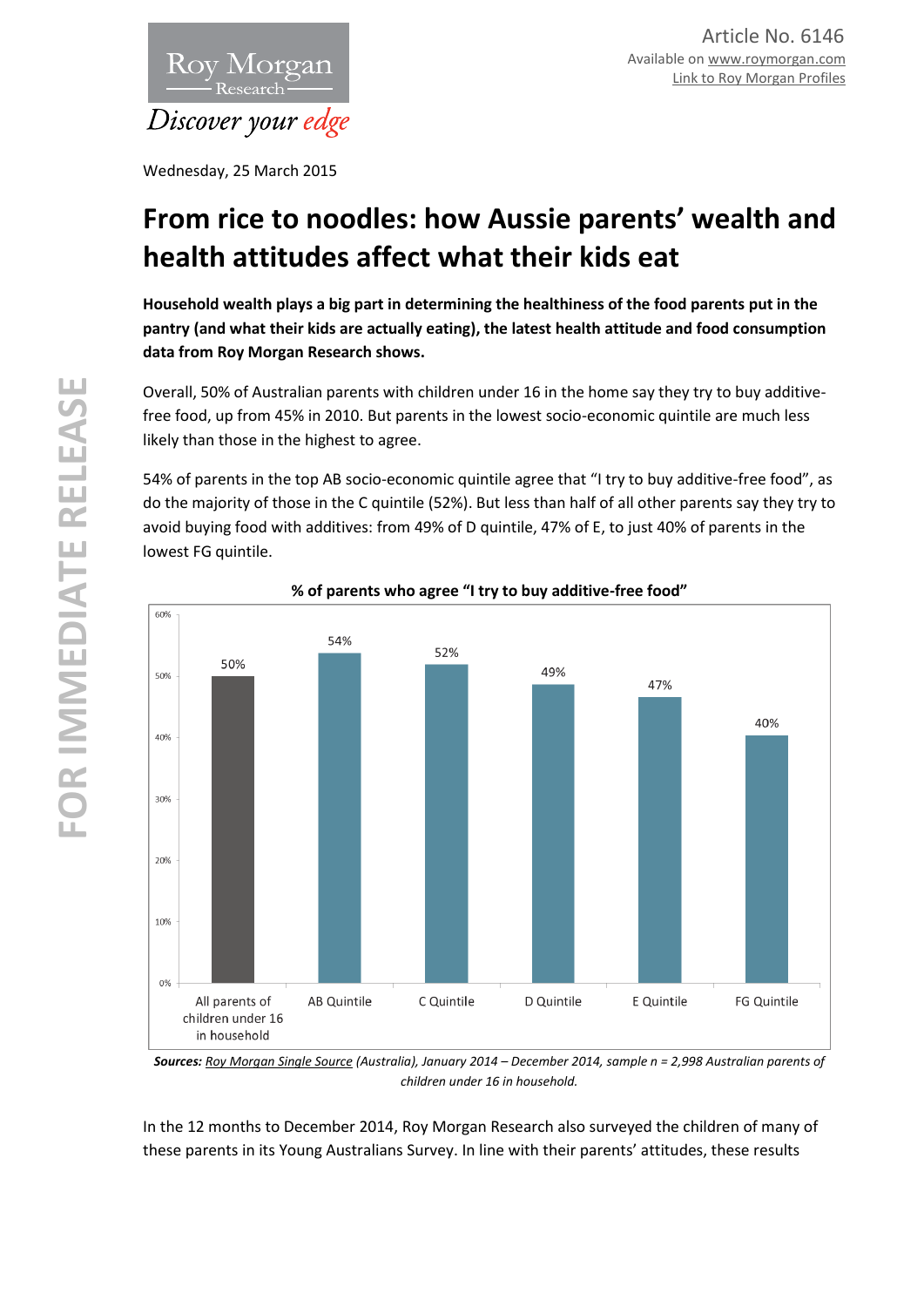Article No. 6146
Available on www.roymorgan.com
Link to Roy Morgan Profiles

Wednesday, 25 March 2015

# From rice to noodles: how Aussie parents' wealth and health attitudes affect what their kids eat

**Household wealth plays a big part in determining the healthiness of the food parents put in the pantry (and what their kids are actually eating), the latest health attitude and food consumption data from Roy Morgan Research shows.**

Overall, 50% of Australian parents with children under 16 in the home say they try to buy additive-free food, up from 45% in 2010. But parents in the lowest socio-economic quintile are much less likely than those in the highest to agree.

54% of parents in the top AB socio-economic quintile agree that "I try to buy additive-free food", as do the majority of those in the C quintile (52%). But less than half of all other parents say they try to avoid buying food with additives: from 49% of D quintile, 47% of E, to just 40% of parents in the lowest FG quintile.

**% of parents who agree "I try to buy additive-free food"**

| | All parents of children under 16 in household | AB Quintile | C Quintile | D Quintile | E Quintile | FG Quintile |
|---|---|---|---|---|---|---|
| % agree | 50% | 54% | 52% | 49% | 47% | 40% |

***Sources:*** *Roy Morgan Single Source (Australia), January 2014 – December 2014, sample n = 2,998 Australian parents of children under 16 in household.*

In the 12 months to December 2014, Roy Morgan Research also surveyed the children of many of these parents in its Young Australians Survey. In line with their parents' attitudes, these results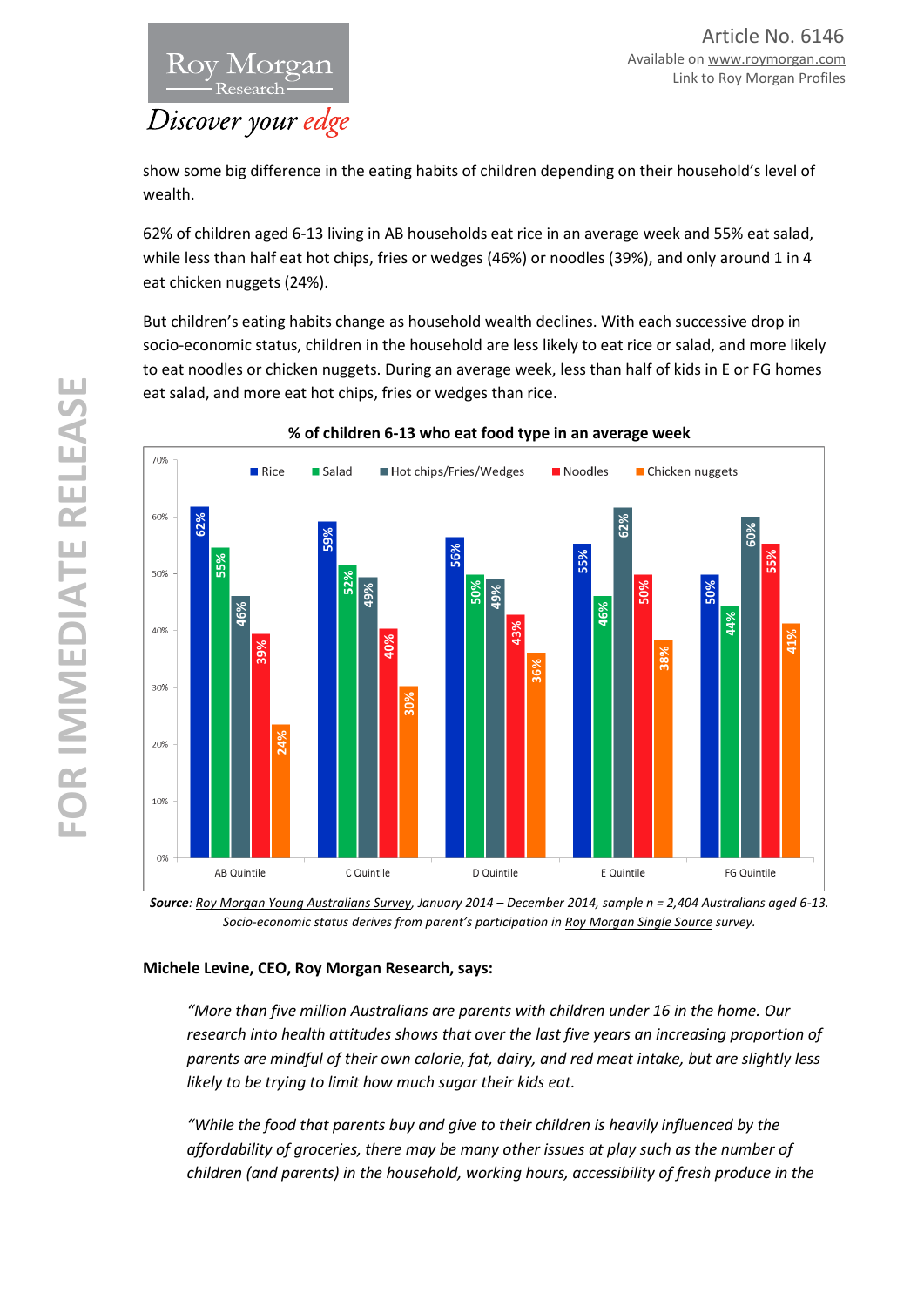show some big difference in the eating habits of children depending on their household's level of wealth.

62% of children aged 6-13 living in AB households eat rice in an average week and 55% eat salad, while less than half eat hot chips, fries or wedges (46%) or noodles (39%), and only around 1 in 4 eat chicken nuggets (24%).

But children's eating habits change as household wealth declines. With each successive drop in socio-economic status, children in the household are less likely to eat rice or salad, and more likely to eat noodles or chicken nuggets. During an average week, less than half of kids in E or FG homes eat salad, and more eat hot chips, fries or wedges than rice.

**% of children 6-13 who eat food type in an average week**

| | Rice | Salad | Hot chips/Fries/Wedges | Noodles | Chicken nuggets |
|---|---|---|---|---|---|
| AB Quintile | 62% | 55% | 46% | 39% | 24% |
| C Quintile | 59% | 52% | 49% | 40% | 30% |
| D Quintile | 56% | 50% | 49% | 43% | 36% |
| E Quintile | 55% | 46% | 62% | 50% | 38% |
| FG Quintile | 50% | 44% | 60% | 55% | 41% |

***Source**: Roy Morgan Young Australians Survey, January 2014 – December 2014, sample n = 2,404 Australians aged 6-13. Socio-economic status derives from parent's participation in Roy Morgan Single Source survey.*

**Michele Levine, CEO, Roy Morgan Research, says:**

> *"More than five million Australians are parents with children under 16 in the home. Our research into health attitudes shows that over the last five years an increasing proportion of parents are mindful of their own calorie, fat, dairy, and red meat intake, but are slightly less likely to be trying to limit how much sugar their kids eat.*
>
> *"While the food that parents buy and give to their children is heavily influenced by the affordability of groceries, there may be many other issues at play such as the number of children (and parents) in the household, working hours, accessibility of fresh produce in the*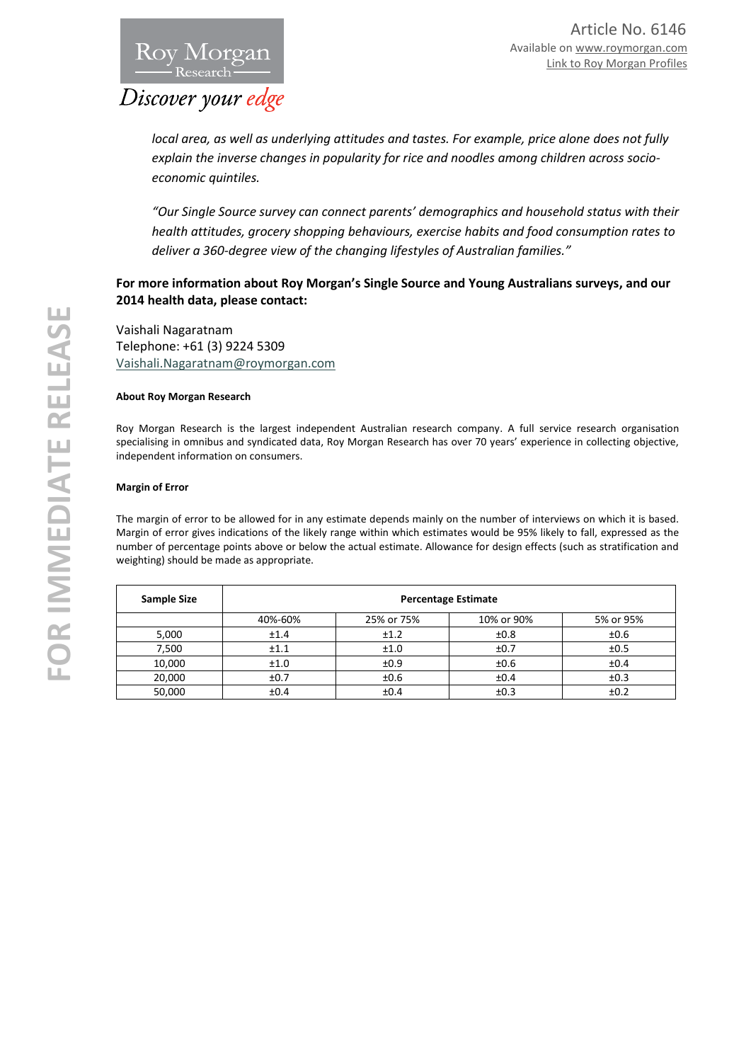*local area, as well as underlying attitudes and tastes. For example, price alone does not fully explain the inverse changes in popularity for rice and noodles among children across socio-economic quintiles.*

*"Our Single Source survey can connect parents' demographics and household status with their health attitudes, grocery shopping behaviours, exercise habits and food consumption rates to deliver a 360-degree view of the changing lifestyles of Australian families."*

**For more information about Roy Morgan's Single Source and Young Australians surveys, and our 2014 health data, please contact:**

Vaishali Nagaratnam
Telephone: +61 (3) 9224 5309
Vaishali.Nagaratnam@roymorgan.com

**About Roy Morgan Research**

Roy Morgan Research is the largest independent Australian research company. A full service research organisation specialising in omnibus and syndicated data, Roy Morgan Research has over 70 years' experience in collecting objective, independent information on consumers.

**Margin of Error**

The margin of error to be allowed for in any estimate depends mainly on the number of interviews on which it is based. Margin of error gives indications of the likely range within which estimates would be 95% likely to fall, expressed as the number of percentage points above or below the actual estimate. Allowance for design effects (such as stratification and weighting) should be made as appropriate.

| Sample Size | Percentage Estimate | | | |
|---|---|---|---|---|
| | 40%-60% | 25% or 75% | 10% or 90% | 5% or 95% |
| 5,000 | ±1.4 | ±1.2 | ±0.8 | ±0.6 |
| 7,500 | ±1.1 | ±1.0 | ±0.7 | ±0.5 |
| 10,000 | ±1.0 | ±0.9 | ±0.6 | ±0.4 |
| 20,000 | ±0.7 | ±0.6 | ±0.4 | ±0.3 |
| 50,000 | ±0.4 | ±0.4 | ±0.3 | ±0.2 |